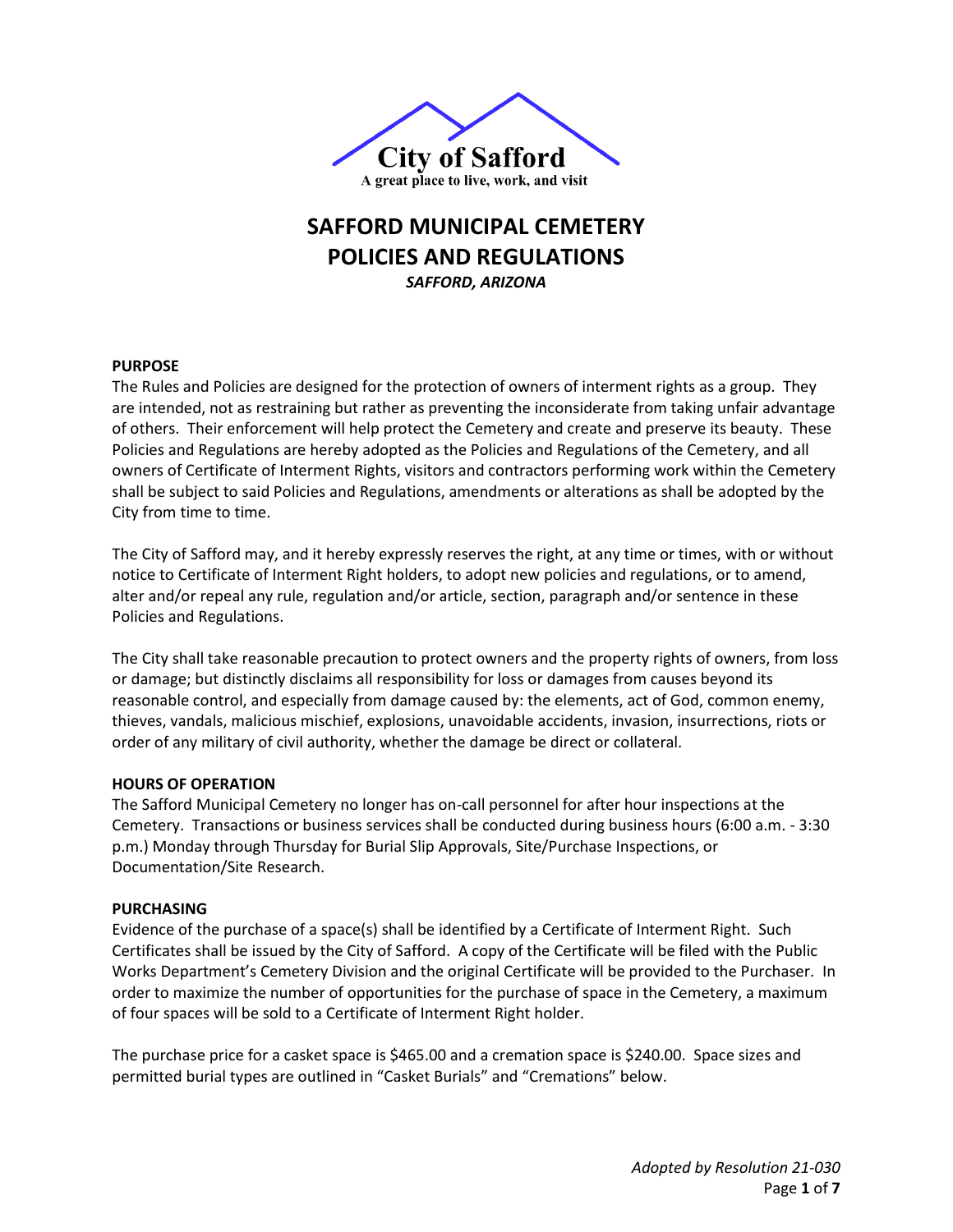**City of Safford**

A great place to live, work, and visit

# SAFFORD MUNICIPAL CEMETERY POLICIES AND REGULATIONS

***SAFFORD, ARIZONA***

## PURPOSE

The Rules and Policies are designed for the protection of owners of interment rights as a group. They are intended, not as restraining but rather as preventing the inconsiderate from taking unfair advantage of others. Their enforcement will help protect the Cemetery and create and preserve its beauty. These Policies and Regulations are hereby adopted as the Policies and Regulations of the Cemetery, and all owners of Certificate of Interment Rights, visitors and contractors performing work within the Cemetery shall be subject to said Policies and Regulations, amendments or alterations as shall be adopted by the City from time to time.

The City of Safford may, and it hereby expressly reserves the right, at any time or times, with or without notice to Certificate of Interment Right holders, to adopt new policies and regulations, or to amend, alter and/or repeal any rule, regulation and/or article, section, paragraph and/or sentence in these Policies and Regulations.

The City shall take reasonable precaution to protect owners and the property rights of owners, from loss or damage; but distinctly disclaims all responsibility for loss or damages from causes beyond its reasonable control, and especially from damage caused by: the elements, act of God, common enemy, thieves, vandals, malicious mischief, explosions, unavoidable accidents, invasion, insurrections, riots or order of any military of civil authority, whether the damage be direct or collateral.

## HOURS OF OPERATION

The Safford Municipal Cemetery no longer has on-call personnel for after hour inspections at the Cemetery. Transactions or business services shall be conducted during business hours (6:00 a.m. - 3:30 p.m.) Monday through Thursday for Burial Slip Approvals, Site/Purchase Inspections, or Documentation/Site Research.

## PURCHASING

Evidence of the purchase of a space(s) shall be identified by a Certificate of Interment Right. Such Certificates shall be issued by the City of Safford. A copy of the Certificate will be filed with the Public Works Department's Cemetery Division and the original Certificate will be provided to the Purchaser. In order to maximize the number of opportunities for the purchase of space in the Cemetery, a maximum of four spaces will be sold to a Certificate of Interment Right holder.

The purchase price for a casket space is $465.00 and a cremation space is $240.00. Space sizes and permitted burial types are outlined in "Casket Burials" and "Cremations" below.

*Adopted by Resolution 21-030*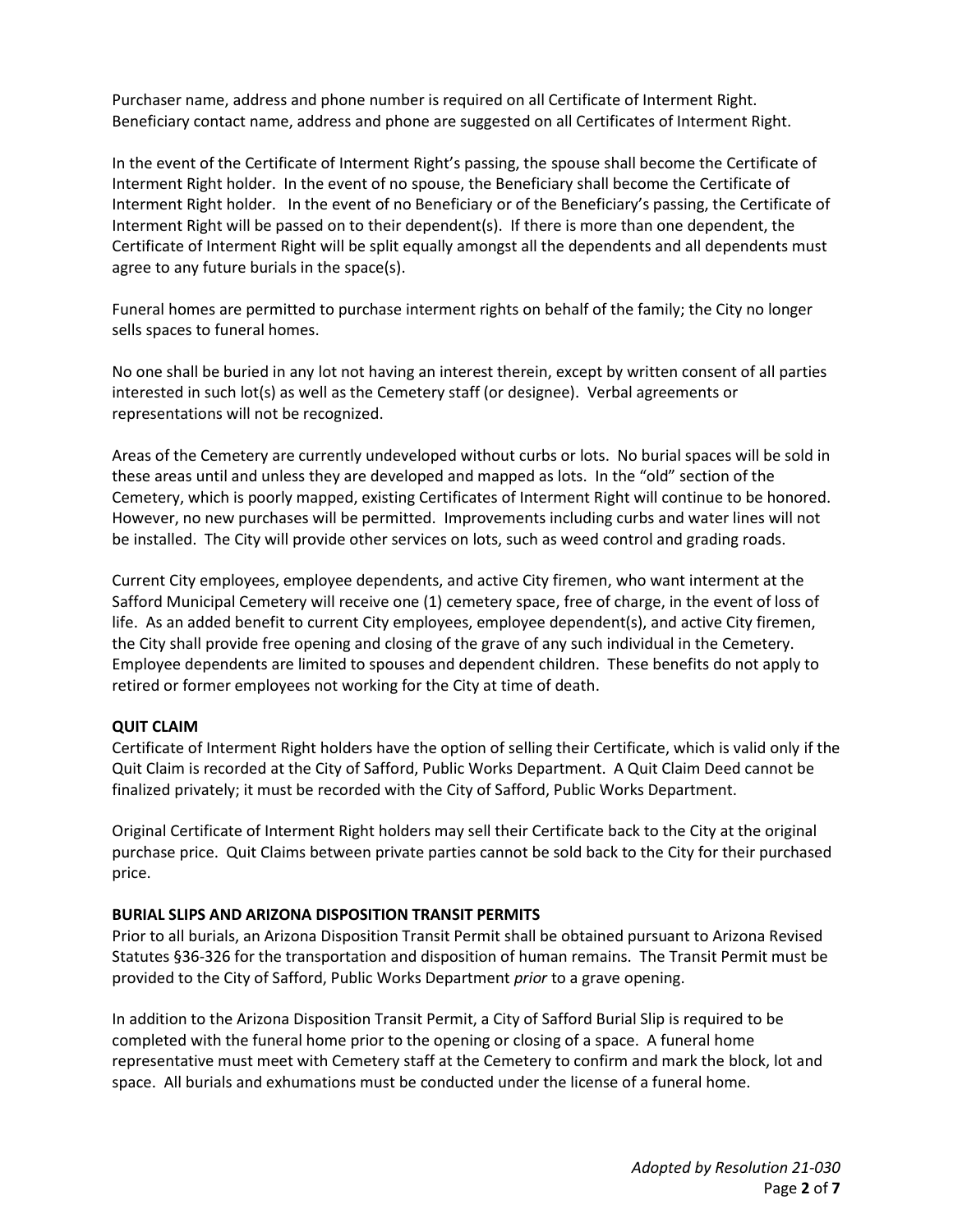Purchaser name, address and phone number is required on all Certificate of Interment Right. Beneficiary contact name, address and phone are suggested on all Certificates of Interment Right.

In the event of the Certificate of Interment Right's passing, the spouse shall become the Certificate of Interment Right holder. In the event of no spouse, the Beneficiary shall become the Certificate of Interment Right holder. In the event of no Beneficiary or of the Beneficiary's passing, the Certificate of Interment Right will be passed on to their dependent(s). If there is more than one dependent, the Certificate of Interment Right will be split equally amongst all the dependents and all dependents must agree to any future burials in the space(s).

Funeral homes are permitted to purchase interment rights on behalf of the family; the City no longer sells spaces to funeral homes.

No one shall be buried in any lot not having an interest therein, except by written consent of all parties interested in such lot(s) as well as the Cemetery staff (or designee). Verbal agreements or representations will not be recognized.

Areas of the Cemetery are currently undeveloped without curbs or lots. No burial spaces will be sold in these areas until and unless they are developed and mapped as lots. In the "old" section of the Cemetery, which is poorly mapped, existing Certificates of Interment Right will continue to be honored. However, no new purchases will be permitted. Improvements including curbs and water lines will not be installed. The City will provide other services on lots, such as weed control and grading roads.

Current City employees, employee dependents, and active City firemen, who want interment at the Safford Municipal Cemetery will receive one (1) cemetery space, free of charge, in the event of loss of life. As an added benefit to current City employees, employee dependent(s), and active City firemen, the City shall provide free opening and closing of the grave of any such individual in the Cemetery. Employee dependents are limited to spouses and dependent children. These benefits do not apply to retired or former employees not working for the City at time of death.

**QUIT CLAIM**

Certificate of Interment Right holders have the option of selling their Certificate, which is valid only if the Quit Claim is recorded at the City of Safford, Public Works Department. A Quit Claim Deed cannot be finalized privately; it must be recorded with the City of Safford, Public Works Department.

Original Certificate of Interment Right holders may sell their Certificate back to the City at the original purchase price. Quit Claims between private parties cannot be sold back to the City for their purchased price.

**BURIAL SLIPS AND ARIZONA DISPOSITION TRANSIT PERMITS**

Prior to all burials, an Arizona Disposition Transit Permit shall be obtained pursuant to Arizona Revised Statutes §36-326 for the transportation and disposition of human remains. The Transit Permit must be provided to the City of Safford, Public Works Department *prior* to a grave opening.

In addition to the Arizona Disposition Transit Permit, a City of Safford Burial Slip is required to be completed with the funeral home prior to the opening or closing of a space. A funeral home representative must meet with Cemetery staff at the Cemetery to confirm and mark the block, lot and space. All burials and exhumations must be conducted under the license of a funeral home.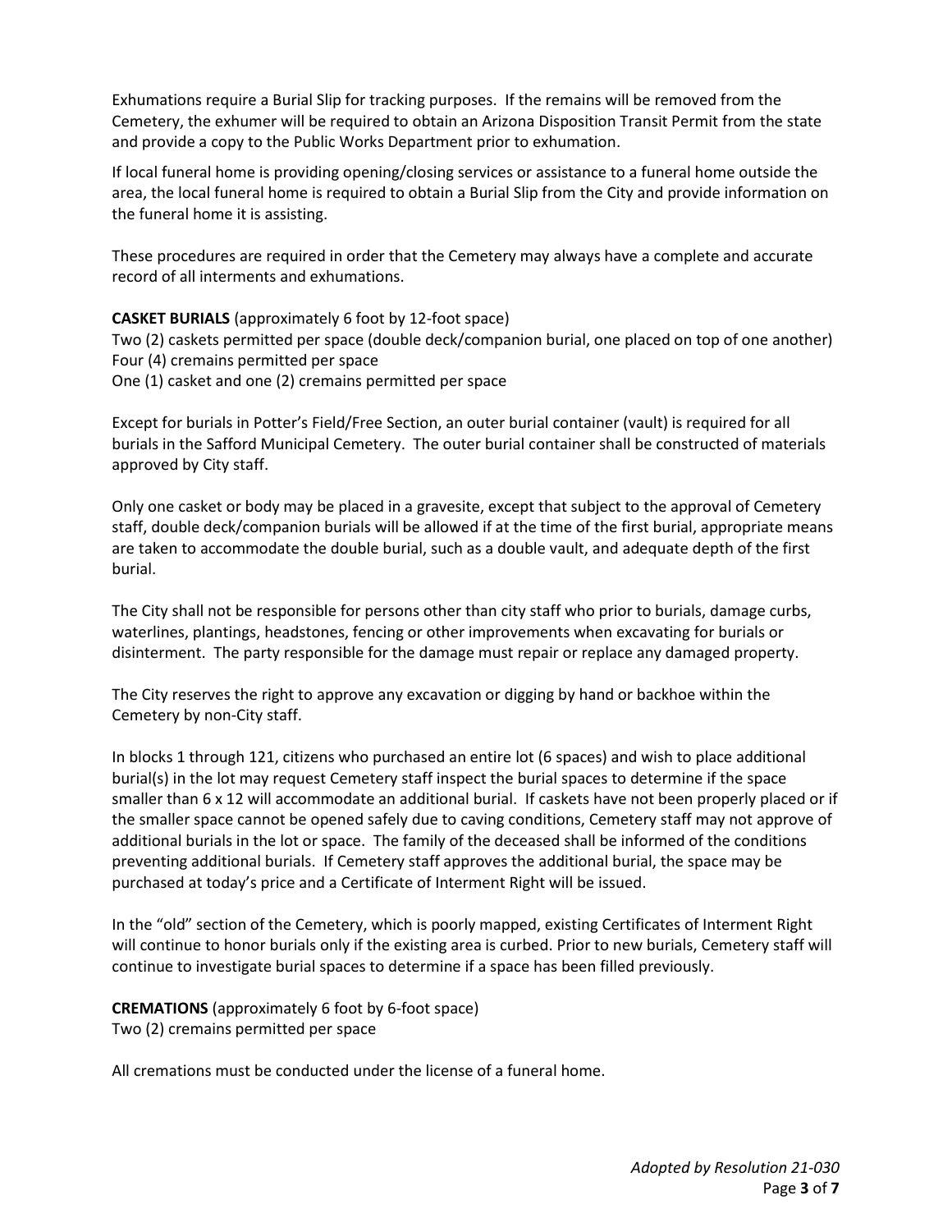Exhumations require a Burial Slip for tracking purposes. If the remains will be removed from the Cemetery, the exhumer will be required to obtain an Arizona Disposition Transit Permit from the state and provide a copy to the Public Works Department prior to exhumation.

If local funeral home is providing opening/closing services or assistance to a funeral home outside the area, the local funeral home is required to obtain a Burial Slip from the City and provide information on the funeral home it is assisting.

These procedures are required in order that the Cemetery may always have a complete and accurate record of all interments and exhumations.

**CASKET BURIALS** (approximately 6 foot by 12-foot space)
Two (2) caskets permitted per space (double deck/companion burial, one placed on top of one another)
Four (4) cremains permitted per space
One (1) casket and one (2) cremains permitted per space

Except for burials in Potter's Field/Free Section, an outer burial container (vault) is required for all burials in the Safford Municipal Cemetery. The outer burial container shall be constructed of materials approved by City staff.

Only one casket or body may be placed in a gravesite, except that subject to the approval of Cemetery staff, double deck/companion burials will be allowed if at the time of the first burial, appropriate means are taken to accommodate the double burial, such as a double vault, and adequate depth of the first burial.

The City shall not be responsible for persons other than city staff who prior to burials, damage curbs, waterlines, plantings, headstones, fencing or other improvements when excavating for burials or disinterment. The party responsible for the damage must repair or replace any damaged property.

The City reserves the right to approve any excavation or digging by hand or backhoe within the Cemetery by non-City staff.

In blocks 1 through 121, citizens who purchased an entire lot (6 spaces) and wish to place additional burial(s) in the lot may request Cemetery staff inspect the burial spaces to determine if the space smaller than 6 x 12 will accommodate an additional burial. If caskets have not been properly placed or if the smaller space cannot be opened safely due to caving conditions, Cemetery staff may not approve of additional burials in the lot or space. The family of the deceased shall be informed of the conditions preventing additional burials. If Cemetery staff approves the additional burial, the space may be purchased at today's price and a Certificate of Interment Right will be issued.

In the "old" section of the Cemetery, which is poorly mapped, existing Certificates of Interment Right will continue to honor burials only if the existing area is curbed. Prior to new burials, Cemetery staff will continue to investigate burial spaces to determine if a space has been filled previously.

**CREMATIONS** (approximately 6 foot by 6-foot space)
Two (2) cremains permitted per space

All cremations must be conducted under the license of a funeral home.

*Adopted by Resolution 21-030*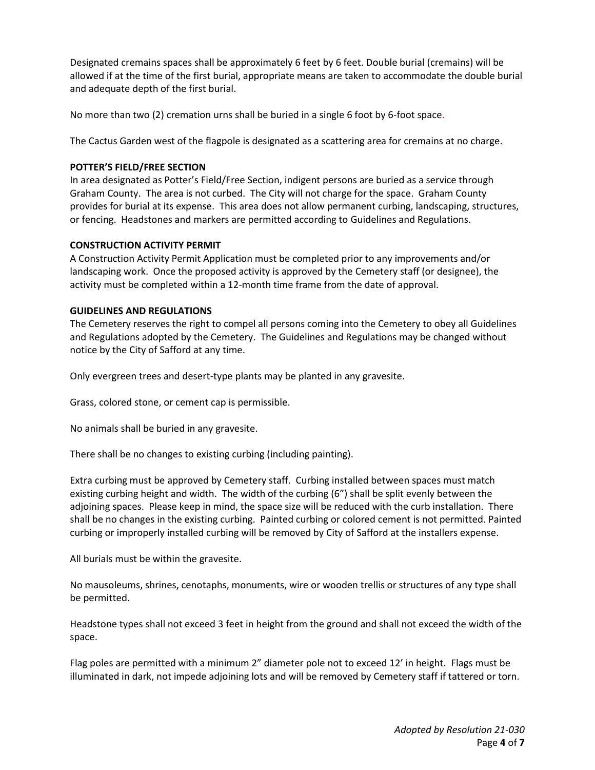Designated cremains spaces shall be approximately 6 feet by 6 feet. Double burial (cremains) will be allowed if at the time of the first burial, appropriate means are taken to accommodate the double burial and adequate depth of the first burial.

No more than two (2) cremation urns shall be buried in a single 6 foot by 6-foot space.

The Cactus Garden west of the flagpole is designated as a scattering area for cremains at no charge.

**POTTER'S FIELD/FREE SECTION**

In area designated as Potter's Field/Free Section, indigent persons are buried as a service through Graham County. The area is not curbed. The City will not charge for the space. Graham County provides for burial at its expense. This area does not allow permanent curbing, landscaping, structures, or fencing. Headstones and markers are permitted according to Guidelines and Regulations.

**CONSTRUCTION ACTIVITY PERMIT**

A Construction Activity Permit Application must be completed prior to any improvements and/or landscaping work. Once the proposed activity is approved by the Cemetery staff (or designee), the activity must be completed within a 12-month time frame from the date of approval.

**GUIDELINES AND REGULATIONS**

The Cemetery reserves the right to compel all persons coming into the Cemetery to obey all Guidelines and Regulations adopted by the Cemetery. The Guidelines and Regulations may be changed without notice by the City of Safford at any time.

Only evergreen trees and desert-type plants may be planted in any gravesite.

Grass, colored stone, or cement cap is permissible.

No animals shall be buried in any gravesite.

There shall be no changes to existing curbing (including painting).

Extra curbing must be approved by Cemetery staff. Curbing installed between spaces must match existing curbing height and width. The width of the curbing (6") shall be split evenly between the adjoining spaces. Please keep in mind, the space size will be reduced with the curb installation. There shall be no changes in the existing curbing. Painted curbing or colored cement is not permitted. Painted curbing or improperly installed curbing will be removed by City of Safford at the installers expense.

All burials must be within the gravesite.

No mausoleums, shrines, cenotaphs, monuments, wire or wooden trellis or structures of any type shall be permitted.

Headstone types shall not exceed 3 feet in height from the ground and shall not exceed the width of the space.

Flag poles are permitted with a minimum 2" diameter pole not to exceed 12' in height. Flags must be illuminated in dark, not impede adjoining lots and will be removed by Cemetery staff if tattered or torn.

*Adopted by Resolution 21-030*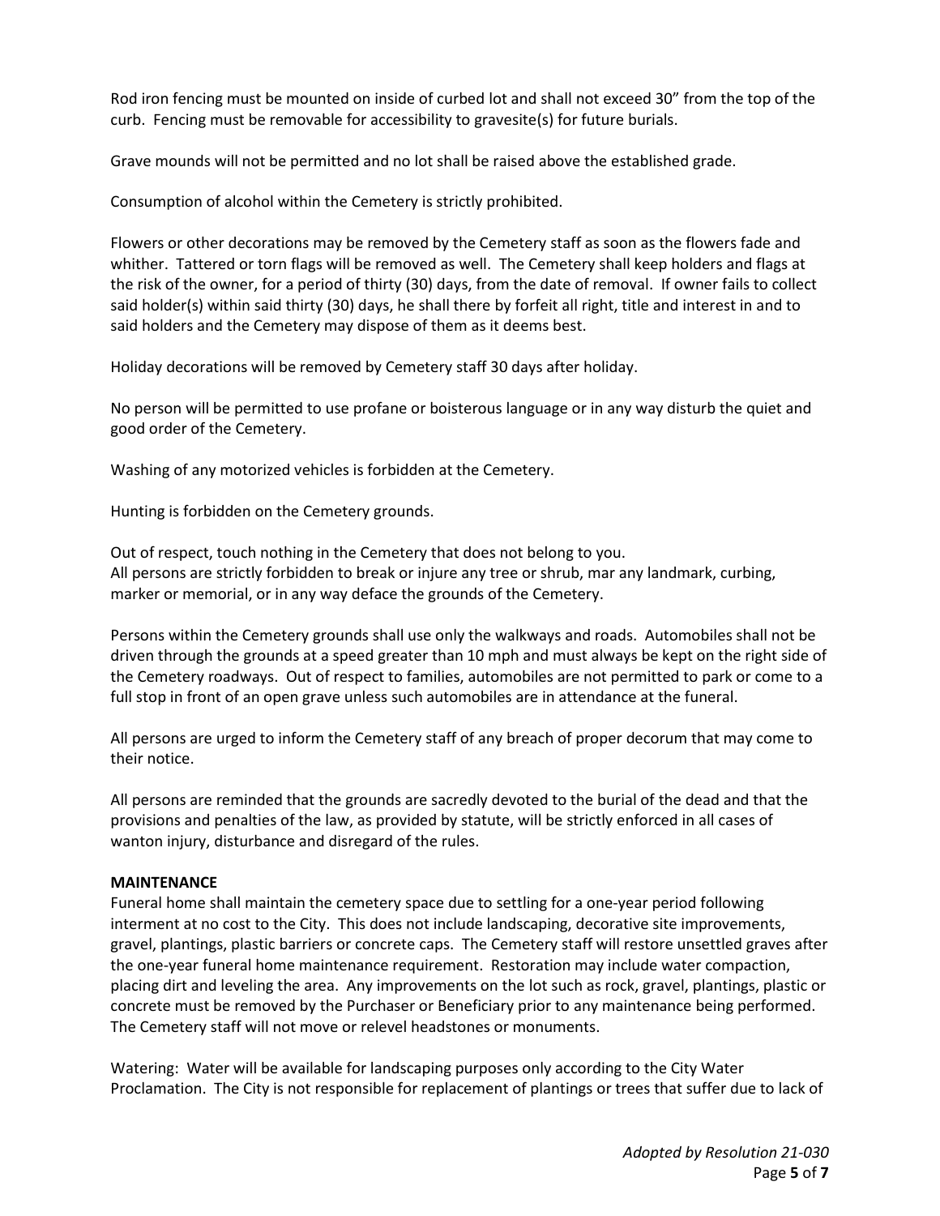Rod iron fencing must be mounted on inside of curbed lot and shall not exceed 30" from the top of the curb. Fencing must be removable for accessibility to gravesite(s) for future burials.

Grave mounds will not be permitted and no lot shall be raised above the established grade.

Consumption of alcohol within the Cemetery is strictly prohibited.

Flowers or other decorations may be removed by the Cemetery staff as soon as the flowers fade and whither. Tattered or torn flags will be removed as well. The Cemetery shall keep holders and flags at the risk of the owner, for a period of thirty (30) days, from the date of removal. If owner fails to collect said holder(s) within said thirty (30) days, he shall there by forfeit all right, title and interest in and to said holders and the Cemetery may dispose of them as it deems best.

Holiday decorations will be removed by Cemetery staff 30 days after holiday.

No person will be permitted to use profane or boisterous language or in any way disturb the quiet and good order of the Cemetery.

Washing of any motorized vehicles is forbidden at the Cemetery.

Hunting is forbidden on the Cemetery grounds.

Out of respect, touch nothing in the Cemetery that does not belong to you.
All persons are strictly forbidden to break or injure any tree or shrub, mar any landmark, curbing, marker or memorial, or in any way deface the grounds of the Cemetery.

Persons within the Cemetery grounds shall use only the walkways and roads. Automobiles shall not be driven through the grounds at a speed greater than 10 mph and must always be kept on the right side of the Cemetery roadways. Out of respect to families, automobiles are not permitted to park or come to a full stop in front of an open grave unless such automobiles are in attendance at the funeral.

All persons are urged to inform the Cemetery staff of any breach of proper decorum that may come to their notice.

All persons are reminded that the grounds are sacredly devoted to the burial of the dead and that the provisions and penalties of the law, as provided by statute, will be strictly enforced in all cases of wanton injury, disturbance and disregard of the rules.

**MAINTENANCE**

Funeral home shall maintain the cemetery space due to settling for a one-year period following interment at no cost to the City. This does not include landscaping, decorative site improvements, gravel, plantings, plastic barriers or concrete caps. The Cemetery staff will restore unsettled graves after the one-year funeral home maintenance requirement. Restoration may include water compaction, placing dirt and leveling the area. Any improvements on the lot such as rock, gravel, plantings, plastic or concrete must be removed by the Purchaser or Beneficiary prior to any maintenance being performed. The Cemetery staff will not move or relevel headstones or monuments.

Watering: Water will be available for landscaping purposes only according to the City Water Proclamation. The City is not responsible for replacement of plantings or trees that suffer due to lack of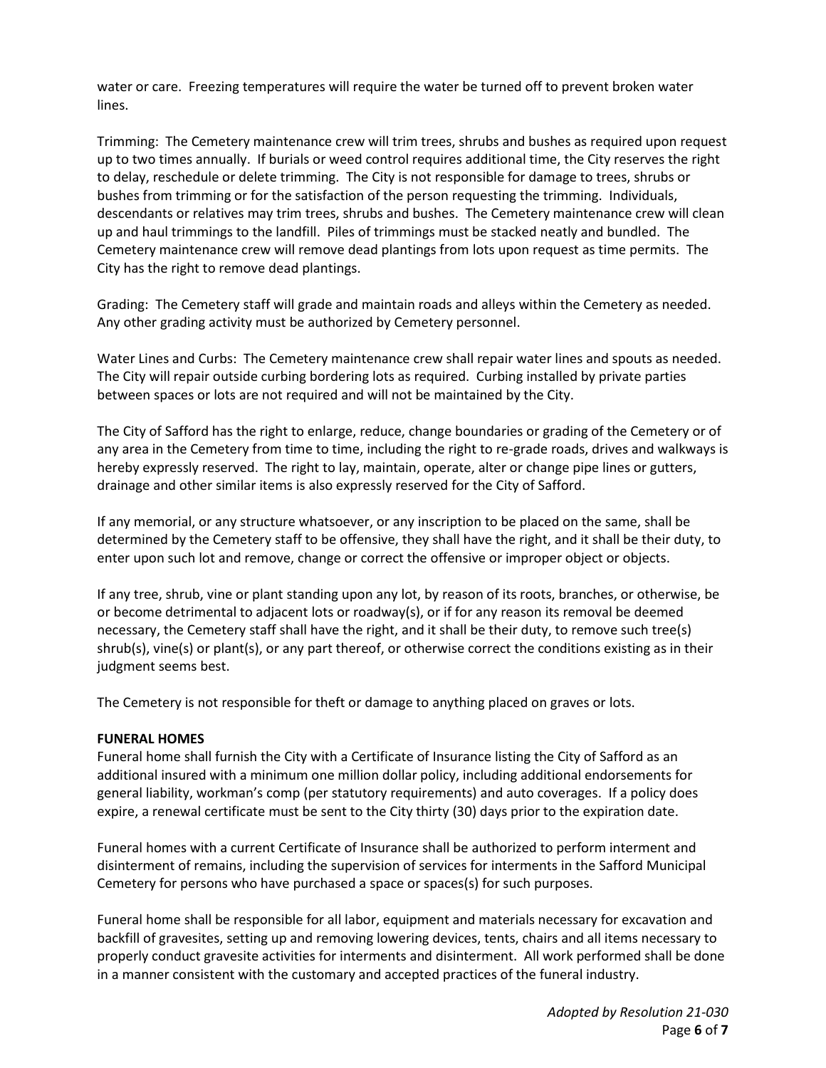water or care. Freezing temperatures will require the water be turned off to prevent broken water lines.

Trimming: The Cemetery maintenance crew will trim trees, shrubs and bushes as required upon request up to two times annually. If burials or weed control requires additional time, the City reserves the right to delay, reschedule or delete trimming. The City is not responsible for damage to trees, shrubs or bushes from trimming or for the satisfaction of the person requesting the trimming. Individuals, descendants or relatives may trim trees, shrubs and bushes. The Cemetery maintenance crew will clean up and haul trimmings to the landfill. Piles of trimmings must be stacked neatly and bundled. The Cemetery maintenance crew will remove dead plantings from lots upon request as time permits. The City has the right to remove dead plantings.

Grading: The Cemetery staff will grade and maintain roads and alleys within the Cemetery as needed. Any other grading activity must be authorized by Cemetery personnel.

Water Lines and Curbs: The Cemetery maintenance crew shall repair water lines and spouts as needed. The City will repair outside curbing bordering lots as required. Curbing installed by private parties between spaces or lots are not required and will not be maintained by the City.

The City of Safford has the right to enlarge, reduce, change boundaries or grading of the Cemetery or of any area in the Cemetery from time to time, including the right to re-grade roads, drives and walkways is hereby expressly reserved. The right to lay, maintain, operate, alter or change pipe lines or gutters, drainage and other similar items is also expressly reserved for the City of Safford.

If any memorial, or any structure whatsoever, or any inscription to be placed on the same, shall be determined by the Cemetery staff to be offensive, they shall have the right, and it shall be their duty, to enter upon such lot and remove, change or correct the offensive or improper object or objects.

If any tree, shrub, vine or plant standing upon any lot, by reason of its roots, branches, or otherwise, be or become detrimental to adjacent lots or roadway(s), or if for any reason its removal be deemed necessary, the Cemetery staff shall have the right, and it shall be their duty, to remove such tree(s) shrub(s), vine(s) or plant(s), or any part thereof, or otherwise correct the conditions existing as in their judgment seems best.

The Cemetery is not responsible for theft or damage to anything placed on graves or lots.

**FUNERAL HOMES**

Funeral home shall furnish the City with a Certificate of Insurance listing the City of Safford as an additional insured with a minimum one million dollar policy, including additional endorsements for general liability, workman's comp (per statutory requirements) and auto coverages. If a policy does expire, a renewal certificate must be sent to the City thirty (30) days prior to the expiration date.

Funeral homes with a current Certificate of Insurance shall be authorized to perform interment and disinterment of remains, including the supervision of services for interments in the Safford Municipal Cemetery for persons who have purchased a space or spaces(s) for such purposes.

Funeral home shall be responsible for all labor, equipment and materials necessary for excavation and backfill of gravesites, setting up and removing lowering devices, tents, chairs and all items necessary to properly conduct gravesite activities for interments and disinterment. All work performed shall be done in a manner consistent with the customary and accepted practices of the funeral industry.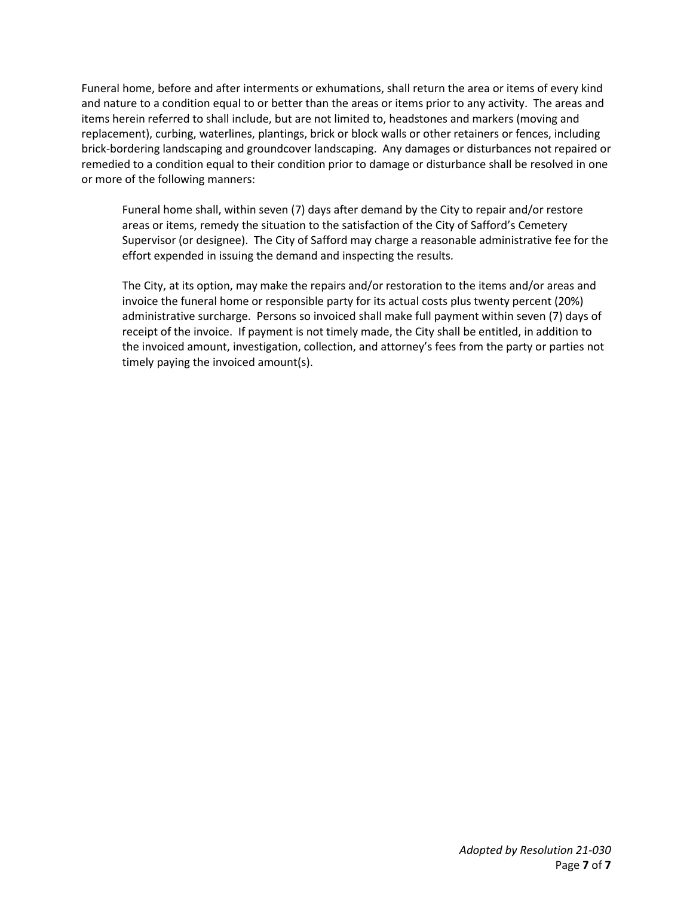Funeral home, before and after interments or exhumations, shall return the area or items of every kind and nature to a condition equal to or better than the areas or items prior to any activity. The areas and items herein referred to shall include, but are not limited to, headstones and markers (moving and replacement), curbing, waterlines, plantings, brick or block walls or other retainers or fences, including brick-bordering landscaping and groundcover landscaping. Any damages or disturbances not repaired or remedied to a condition equal to their condition prior to damage or disturbance shall be resolved in one or more of the following manners:

> Funeral home shall, within seven (7) days after demand by the City to repair and/or restore areas or items, remedy the situation to the satisfaction of the City of Safford's Cemetery Supervisor (or designee). The City of Safford may charge a reasonable administrative fee for the effort expended in issuing the demand and inspecting the results.
>
> The City, at its option, may make the repairs and/or restoration to the items and/or areas and invoice the funeral home or responsible party for its actual costs plus twenty percent (20%) administrative surcharge. Persons so invoiced shall make full payment within seven (7) days of receipt of the invoice. If payment is not timely made, the City shall be entitled, in addition to the invoiced amount, investigation, collection, and attorney's fees from the party or parties not timely paying the invoiced amount(s).

*Adopted by Resolution 21-030*